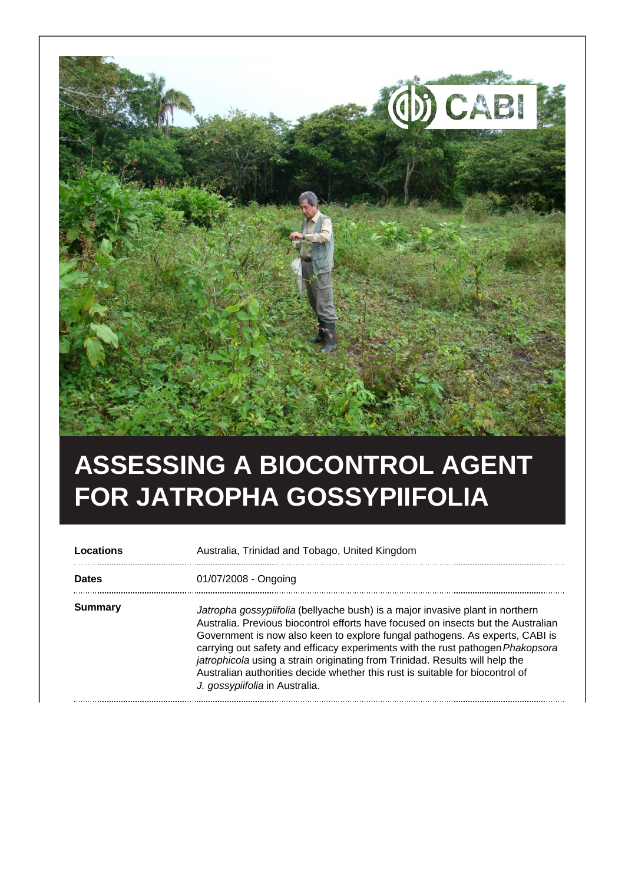# ASSESSING A BIOCONTROL AGENT FOR JATROPHA GOSSYPIIFOLIA

| | |
|---|---|
| **Locations** | Australia, Trinidad and Tobago, United Kingdom |
| **Dates** | 01/07/2008 - Ongoing |
| **Summary** | *Jatropha gossypiifolia* (bellyache bush) is a major invasive plant in northern Australia. Previous biocontrol efforts have focused on insects but the Australian Government is now also keen to explore fungal pathogens. As experts, CABI is carrying out safety and efficacy experiments with the rust pathogen *Phakopsora jatrophicola* using a strain originating from Trinidad. Results will help the Australian authorities decide whether this rust is suitable for biocontrol of *J. gossypiifolia* in Australia. |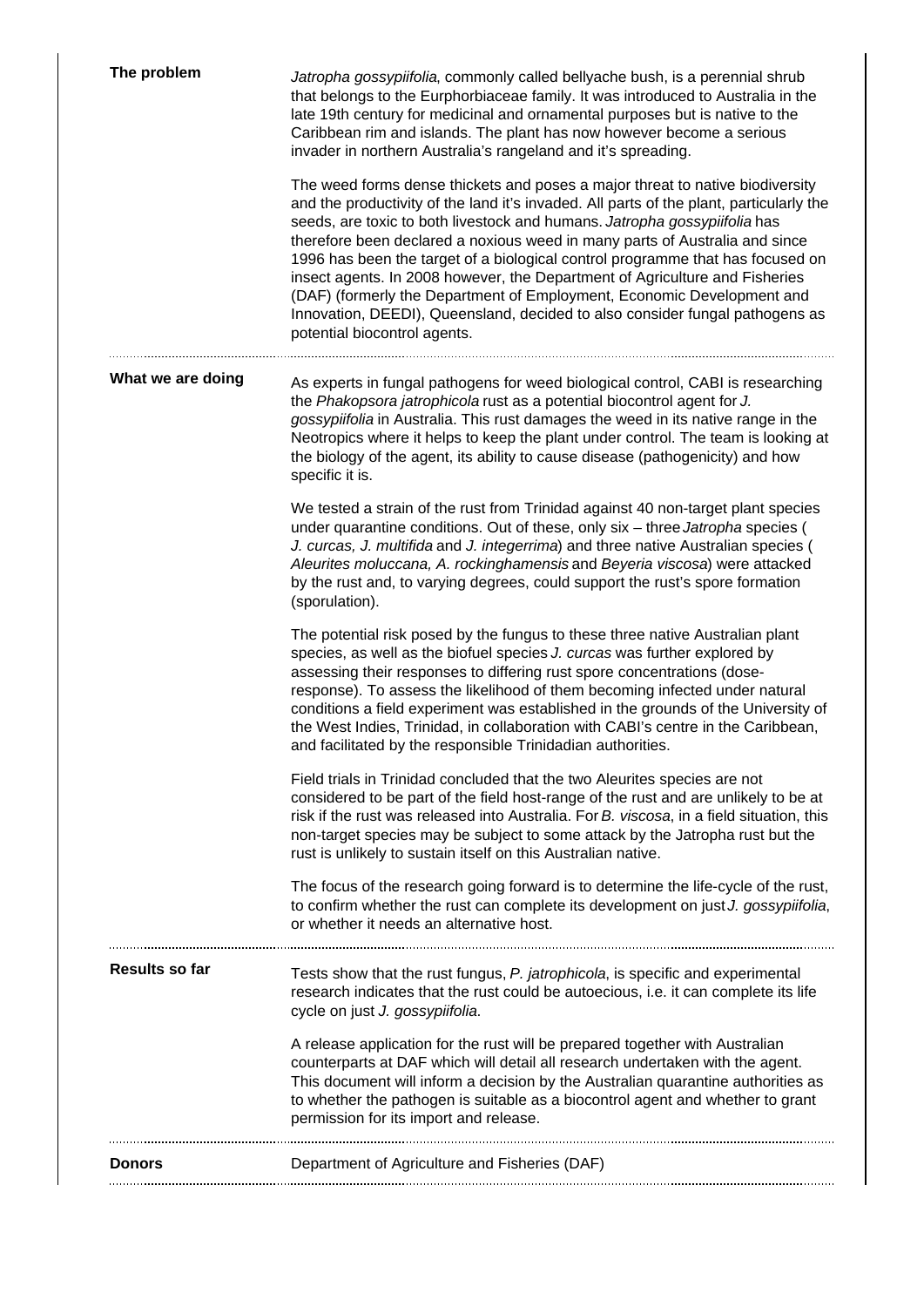## The problem

*Jatropha gossypiifolia*, commonly called bellyache bush, is a perennial shrub that belongs to the Eurphorbiaceae family. It was introduced to Australia in the late 19th century for medicinal and ornamental purposes but is native to the Caribbean rim and islands. The plant has now however become a serious invader in northern Australia's rangeland and it's spreading.

The weed forms dense thickets and poses a major threat to native biodiversity and the productivity of the land it's invaded. All parts of the plant, particularly the seeds, are toxic to both livestock and humans. *Jatropha gossypiifolia* has therefore been declared a noxious weed in many parts of Australia and since 1996 has been the target of a biological control programme that has focused on insect agents. In 2008 however, the Department of Agriculture and Fisheries (DAF) (formerly the Department of Employment, Economic Development and Innovation, DEEDI), Queensland, decided to also consider fungal pathogens as potential biocontrol agents.

## What we are doing

As experts in fungal pathogens for weed biological control, CABI is researching the *Phakopsora jatrophicola* rust as a potential biocontrol agent for *J. gossypiifolia* in Australia. This rust damages the weed in its native range in the Neotropics where it helps to keep the plant under control. The team is looking at the biology of the agent, its ability to cause disease (pathogenicity) and how specific it is.

We tested a strain of the rust from Trinidad against 40 non-target plant species under quarantine conditions. Out of these, only six – three *Jatropha* species ( *J. curcas, J. multifida* and *J. integerrima*) and three native Australian species ( *Aleurites moluccana, A. rockinghamensis* and *Beyeria viscosa*) were attacked by the rust and, to varying degrees, could support the rust's spore formation (sporulation).

The potential risk posed by the fungus to these three native Australian plant species, as well as the biofuel species *J. curcas* was further explored by assessing their responses to differing rust spore concentrations (dose-response). To assess the likelihood of them becoming infected under natural conditions a field experiment was established in the grounds of the University of the West Indies, Trinidad, in collaboration with CABI's centre in the Caribbean, and facilitated by the responsible Trinidadian authorities.

Field trials in Trinidad concluded that the two Aleurites species are not considered to be part of the field host-range of the rust and are unlikely to be at risk if the rust was released into Australia. For *B. viscosa*, in a field situation, this non-target species may be subject to some attack by the Jatropha rust but the rust is unlikely to sustain itself on this Australian native.

The focus of the research going forward is to determine the life-cycle of the rust, to confirm whether the rust can complete its development on just *J. gossypiifolia*, or whether it needs an alternative host.

## Results so far

Tests show that the rust fungus, *P. jatrophicola*, is specific and experimental research indicates that the rust could be autoecious, i.e. it can complete its life cycle on just *J. gossypiifolia*.

A release application for the rust will be prepared together with Australian counterparts at DAF which will detail all research undertaken with the agent. This document will inform a decision by the Australian quarantine authorities as to whether the pathogen is suitable as a biocontrol agent and whether to grant permission for its import and release.

## Donors

Department of Agriculture and Fisheries (DAF)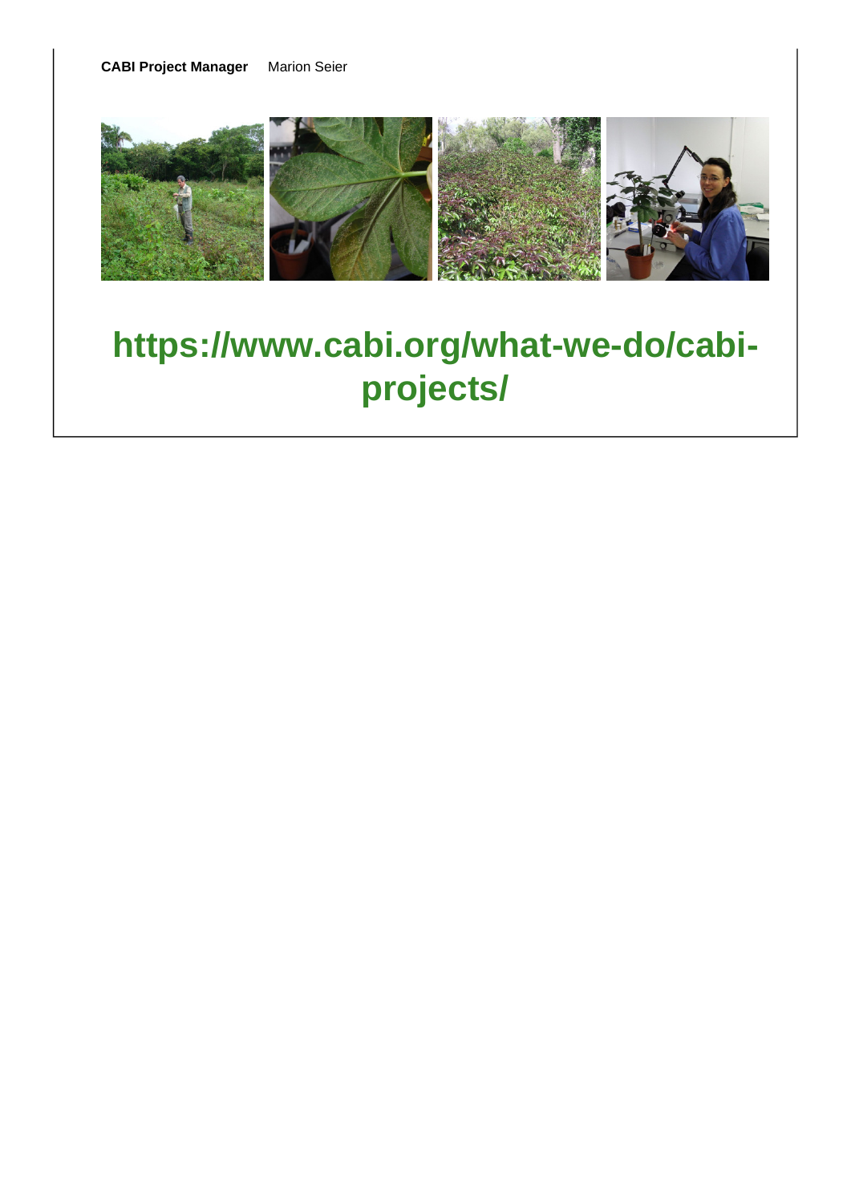**CABI Project Manager** Marion Seier

## https://www.cabi.org/what-we-do/cabi-projects/